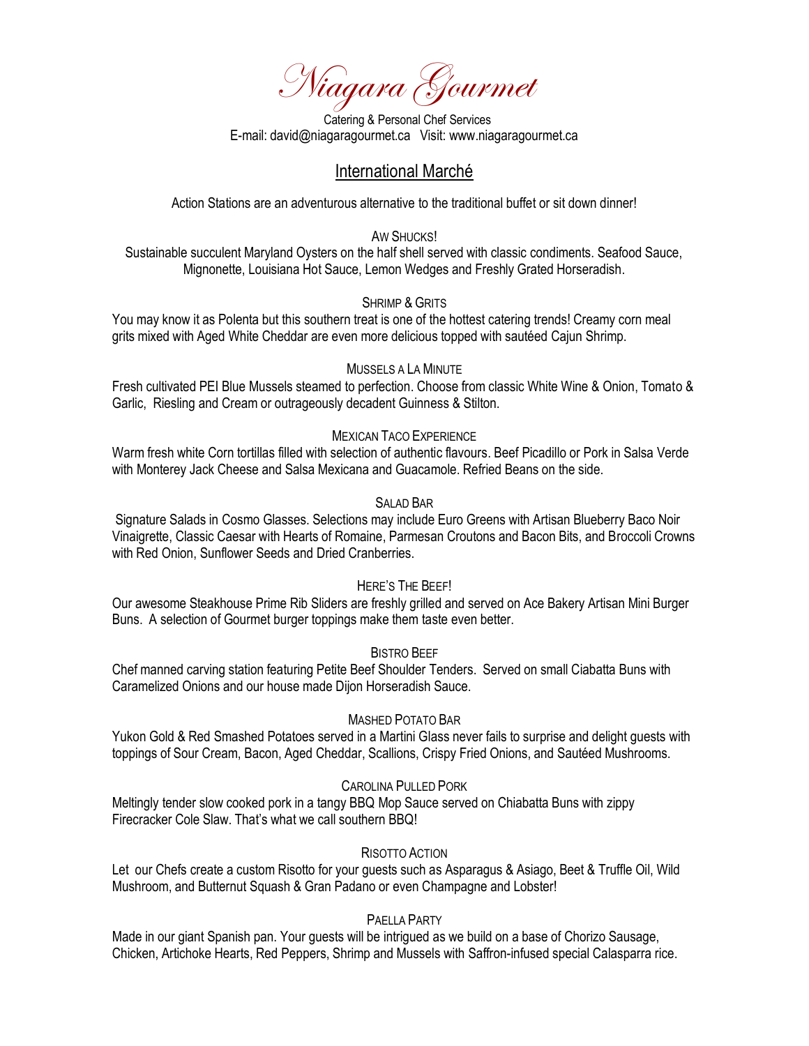# Niagara Gourmet

Catering & Personal Chef Services
E-mail: david@niagaragourmet.ca   Visit: www.niagaragourmet.ca

## International Marché

Action Stations are an adventurous alternative to the traditional buffet or sit down dinner!

### Aw Shucks!

Sustainable succulent Maryland Oysters on the half shell served with classic condiments. Seafood Sauce, Mignonette, Louisiana Hot Sauce, Lemon Wedges and Freshly Grated Horseradish.

### Shrimp & Grits

You may know it as Polenta but this southern treat is one of the hottest catering trends! Creamy corn meal grits mixed with Aged White Cheddar are even more delicious topped with sautéed Cajun Shrimp.

### Mussels a la Minute

Fresh cultivated PEI Blue Mussels steamed to perfection. Choose from classic White Wine & Onion, Tomato & Garlic, Riesling and Cream or outrageously decadent Guinness & Stilton.

### Mexican Taco Experience

Warm fresh white Corn tortillas filled with selection of authentic flavours. Beef Picadillo or Pork in Salsa Verde with Monterey Jack Cheese and Salsa Mexicana and Guacamole. Refried Beans on the side.

### Salad Bar

Signature Salads in Cosmo Glasses. Selections may include Euro Greens with Artisan Blueberry Baco Noir Vinaigrette, Classic Caesar with Hearts of Romaine, Parmesan Croutons and Bacon Bits, and Broccoli Crowns with Red Onion, Sunflower Seeds and Dried Cranberries.

### Here's The Beef!

Our awesome Steakhouse Prime Rib Sliders are freshly grilled and served on Ace Bakery Artisan Mini Burger Buns. A selection of Gourmet burger toppings make them taste even better.

### Bistro Beef

Chef manned carving station featuring Petite Beef Shoulder Tenders. Served on small Ciabatta Buns with Caramelized Onions and our house made Dijon Horseradish Sauce.

### Mashed Potato Bar

Yukon Gold & Red Smashed Potatoes served in a Martini Glass never fails to surprise and delight guests with toppings of Sour Cream, Bacon, Aged Cheddar, Scallions, Crispy Fried Onions, and Sautéed Mushrooms.

### Carolina Pulled Pork

Meltingly tender slow cooked pork in a tangy BBQ Mop Sauce served on Chiabatta Buns with zippy Firecracker Cole Slaw. That's what we call southern BBQ!

### Risotto Action

Let our Chefs create a custom Risotto for your guests such as Asparagus & Asiago, Beet & Truffle Oil, Wild Mushroom, and Butternut Squash & Gran Padano or even Champagne and Lobster!

### Paella Party

Made in our giant Spanish pan. Your guests will be intrigued as we build on a base of Chorizo Sausage, Chicken, Artichoke Hearts, Red Peppers, Shrimp and Mussels with Saffron-infused special Calasparra rice.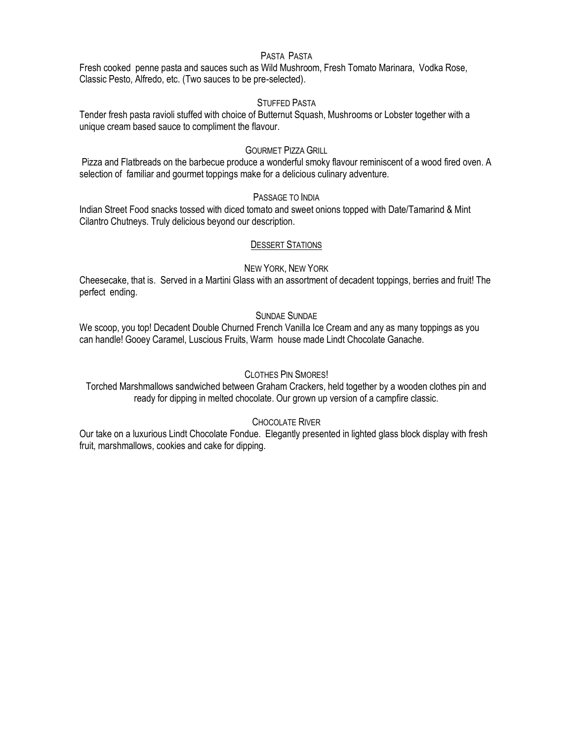### Pasta Pasta

Fresh cooked penne pasta and sauces such as Wild Mushroom, Fresh Tomato Marinara, Vodka Rose, Classic Pesto, Alfredo, etc. (Two sauces to be pre-selected).

### Stuffed Pasta

Tender fresh pasta ravioli stuffed with choice of Butternut Squash, Mushrooms or Lobster together with a unique cream based sauce to compliment the flavour.

### Gourmet Pizza Grill

Pizza and Flatbreads on the barbecue produce a wonderful smoky flavour reminiscent of a wood fired oven. A selection of familiar and gourmet toppings make for a delicious culinary adventure.

### Passage to India

Indian Street Food snacks tossed with diced tomato and sweet onions topped with Date/Tamarind & Mint Cilantro Chutneys. Truly delicious beyond our description.

## Dessert Stations

### New York, New York

Cheesecake, that is. Served in a Martini Glass with an assortment of decadent toppings, berries and fruit! The perfect ending.

### Sundae Sundae

We scoop, you top! Decadent Double Churned French Vanilla Ice Cream and any as many toppings as you can handle! Gooey Caramel, Luscious Fruits, Warm house made Lindt Chocolate Ganache.

### Clothes Pin Smores!

Torched Marshmallows sandwiched between Graham Crackers, held together by a wooden clothes pin and ready for dipping in melted chocolate. Our grown up version of a campfire classic.

### Chocolate River

Our take on a luxurious Lindt Chocolate Fondue. Elegantly presented in lighted glass block display with fresh fruit, marshmallows, cookies and cake for dipping.